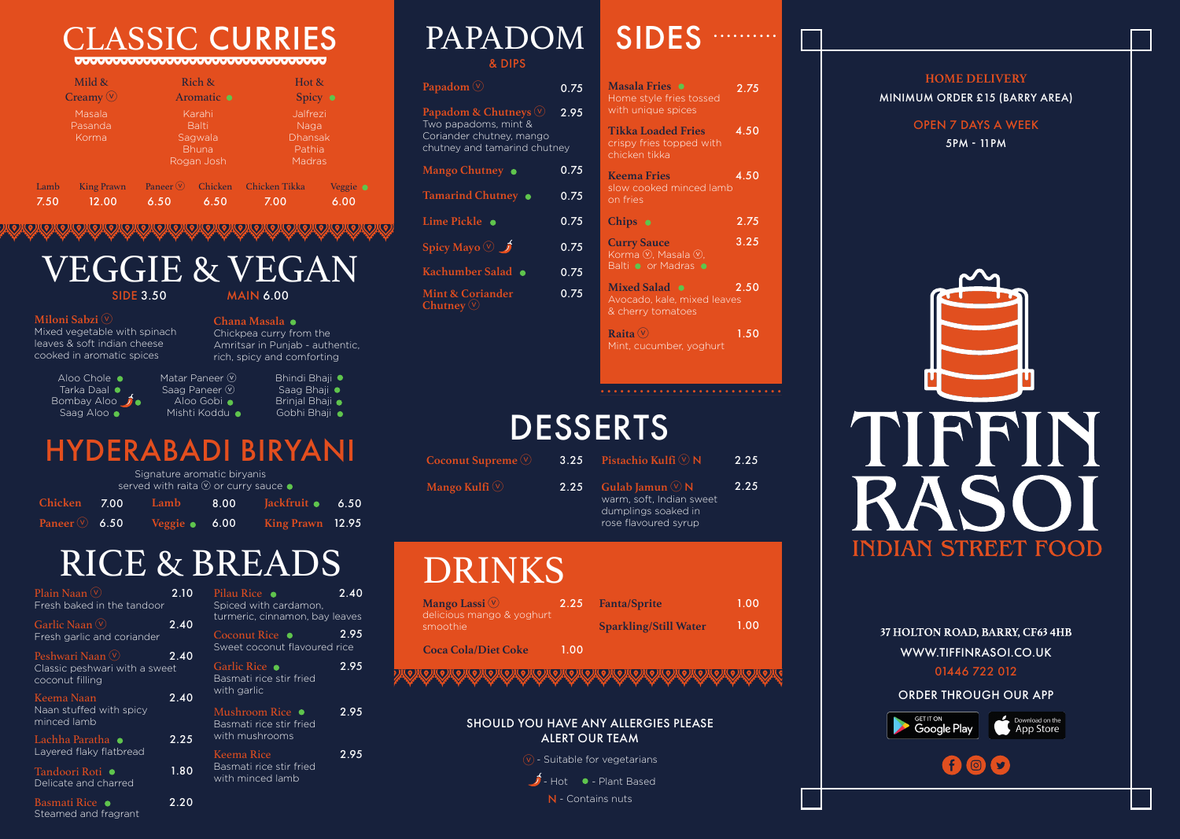# CLASSIC CURRIES

| Mild & Creamy (V) | Rich & Aromatic ● | Hot & Spicy ● |
|---|---|---|
| Masala | Karahi | Jalfrezi |
| Pasanda | Balti | Naga |
| Korma | Sagwala | Dhansak |
| | Bhuna | Pathia |
| | Rogan Josh | Madras |

| Lamb | King Prawn | Paneer (V) | Chicken | Chicken Tikka | Veggie ● |
|---|---|---|---|---|---|
| 7.50 | 12.00 | 6.50 | 6.50 | 7.00 | 6.00 |

# VEGGIE & VEGAN

SIDE 3.50 MAIN 6.00

**Miloni Sabzi (V)**
Mixed vegetable with spinach leaves & soft indian cheese cooked in aromatic spices

**Chana Masala ●**
Chickpea curry from the Amritsar in Punjab - authentic, rich, spicy and comforting

- Aloo Chole ●
- Tarka Daal ●
- Bombay Aloo 🌶 ●
- Saag Aloo ●
- Matar Paneer (V)
- Saag Paneer (V)
- Aloo Gobi ●
- Mishti Koddu ●
- Bhindi Bhaji ●
- Saag Bhaji ●
- Brinjal Bhaji ●
- Gobhi Bhaji ●

# HYDERABADI BIRYANI

Signature aromatic biryanis served with raita (V) or curry sauce ●

| Chicken | 7.00 | Lamb | 8.00 | Jackfruit ● | 6.50 |
|---|---|---|---|---|---|
| Paneer (V) | 6.50 | Veggie ● | 6.00 | King Prawn | 12.95 |

# RICE & BREADS

**Plain Naan (V)** 2.10
Fresh baked in the tandoor

**Garlic Naan (V)** 2.40
Fresh garlic and coriander

**Peshwari Naan (V)** 2.40
Classic peshwari with a sweet coconut filling

**Keema Naan** 2.40
Naan stuffed with spicy minced lamb

**Lachha Paratha ●** 2.25
Layered flaky flatbread

**Tandoori Roti ●** 1.80
Delicate and charred

**Basmati Rice ●** 2.20
Steamed and fragrant

**Pilau Rice ●** 2.40
Spiced with cardamon, turmeric, cinnamon, bay leaves

**Coconut Rice ●** 2.95
Sweet coconut flavoured rice

**Garlic Rice ●** 2.95
Basmati rice stir fried with garlic

**Mushroom Rice ●** 2.95
Basmati rice stir fried with mushrooms

**Keema Rice** 2.95
Basmati rice stir fried with minced lamb

# PAPADOM

## & DIPS

**Papadom (V)** 0.75

**Papadom & Chutneys (V)** 2.95
Two papadoms, mint & Coriander chutney, mango chutney and tamarind chutney

**Mango Chutney ●** 0.75

**Tamarind Chutney ●** 0.75

**Lime Pickle ●** 0.75

**Spicy Mayo (V) 🌶** 0.75

**Kachumber Salad ●** 0.75

**Mint & Coriander Chutney (V)** 0.75

# SIDES

**Masala Fries ●** 2.75
Home style fries tossed with unique spices

**Tikka Loaded Fries** 4.50
crispy fries topped with chicken tikka

**Keema Fries** 4.50
slow cooked minced lamb on fries

**Chips ●** 2.75

**Curry Sauce** 3.25
Korma (V), Masala (V), Balti ● or Madras ●

**Mixed Salad ●** 2.50
Avocado, kale, mixed leaves & cherry tomatoes

**Raita (V)** 1.50
Mint, cucumber, yoghurt

# DESSERTS

**Coconut Supreme (V)** 3.25

**Mango Kulfi (V)** 2.25

**Pistachio Kulfi (V) N** 2.25

**Gulab Jamun (V) N** 2.25
warm, soft, Indian sweet dumplings soaked in rose flavoured syrup

# DRINKS

**Mango Lassi (V)** 2.25
delicious mango & yoghurt smoothie

**Coca Cola/Diet Coke** 1.00

**Fanta/Sprite** 1.00

**Sparkling/Still Water** 1.00

SHOULD YOU HAVE ANY ALLERGIES PLEASE ALERT OUR TEAM

(V) - Suitable for vegetarians

🌶 - Hot ● - Plant Based

N - Contains nuts

HOME DELIVERY
MINIMUM ORDER £15 (BARRY AREA)

OPEN 7 DAYS A WEEK
5PM - 11PM

# TIFFIN RASOI

## INDIAN STREET FOOD

37 HOLTON ROAD, BARRY, CF63 4HB
WWW.TIFFINRASOI.CO.UK
01446 722 012

ORDER THROUGH OUR APP

GET IT ON Google Play · Download on the App Store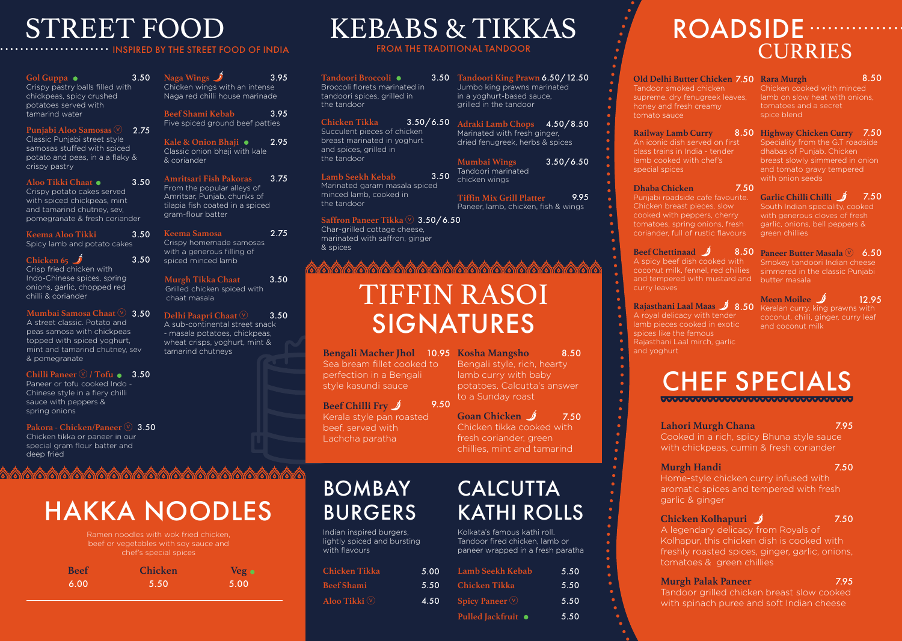# STREET FOOD

INSPIRED BY THE STREET FOOD OF INDIA

**Gol Guppa** ● 3.50
Crispy pastry balls filled with chickpeas, spicy crushed potatoes served with tamarind water

**Punjabi Aloo Samosas** Ⓥ 2.75
Classic Punjabi street style samosas stuffed with spiced potato and peas, in a a flaky & crispy pastry

**Aloo Tikki Chaat** ● 3.50
Crispy potato cakes served with spiced chickpeas, mint and tamarind chutney, sev, pomegranate & fresh coriander

**Keema Aloo Tikki** 3.50
Spicy lamb and potato cakes

**Chicken 65** 🌶 3.50
Crisp fried chicken with Indo-Chinese spices, spring onions, garlic, chopped red chilli & coriander

**Mumbai Samosa Chaat** Ⓥ 3.50
A street classic. Potato and peas samosa with chickpeas topped with spiced yoghurt, mint and tamarind chutney, sev & pomegranate

**Chilli Paneer** Ⓥ **/ Tofu** ● 3.50
Paneer or tofu cooked Indo - Chinese style in a fiery chilli sauce with peppers & spring onions

**Pakora - Chicken/Paneer** Ⓥ 3.50
Chicken tikka or paneer in our special gram flour batter and deep fried

**Naga Wings** 🌶 3.95
Chicken wings with an intense Naga red chilli house marinade

**Beef Shami Kebab** 3.95
Five spiced ground beef patties

**Kale & Onion Bhaji** ● 2.95
Classic onion bhaji with kale & coriander

**Amritsari Fish Pakoras** 3.75
From the popular alleys of Amritsar, Punjab, chunks of tilapia fish coated in a spiced gram-flour batter

**Keema Samosa** 2.75
Crispy homemade samosas with a generous filling of spiced minced lamb

**Murgh Tikka Chaat** 3.50
Grilled chicken spiced with chaat masala

**Delhi Paapri Chaat** Ⓥ 3.50
A sub-continental street snack - masala potatoes, chickpeas, wheat crisps, yoghurt, mint & tamarind chutneys

# HAKKA NOODLES

Ramen noodles with wok fried chicken, beef or vegetables with soy sauce and chef's special spices

| Beef | Chicken | Veg ● |
|---|---|---|
| 6.00 | 5.50 | 5.00 |

# KEBABS & TIKKAS

FROM THE TRADITIONAL TANDOOR

**Tandoori Broccoli** ● 3.50
Broccoli florets marinated in tandoori spices, grilled in the tandoor

**Chicken Tikka** 3.50/6.50
Succulent pieces of chicken breast marinated in yoghurt and spices, grilled in the tandoor

**Lamb Seekh Kebab** 3.50
Marinated garam masala spiced minced lamb, cooked in the tandoor

**Saffron Paneer Tikka** Ⓥ 3.50/6.50
Char-grilled cottage cheese, marinated with saffron, ginger & spices

**Tandoori King Prawn** 6.50/12.50
Jumbo king prawns marinated in a yoghurt-based sauce, grilled in the tandoor

**Adraki Lamb Chops** 4.50/8.50
Marinated with fresh ginger, dried fenugreek, herbs & spices

**Mumbai Wings** 3.50/6.50
Tandoori marinated chicken wings

**Tiffin Mix Grill Platter** 9.95
Paneer, lamb, chicken, fish & wings

# TIFFIN RASOI SIGNATURES

**Bengali Macher Jhol** 10.95
Sea bream fillet cooked to perfection in a Bengali style kasundi sauce

**Beef Chilli Fry** 🌶 9.50
Kerala style pan roasted beef, served with Lachcha paratha

**Kosha Mangsho** 8.50
Bengali style, rich, hearty lamb curry with baby potatoes. Calcutta's answer to a Sunday roast

**Goan Chicken** 🌶 7.50
Chicken tikka cooked with fresh coriander, green chillies, mint and tamarind

# BOMBAY BURGERS

Indian inspired burgers, lightly spiced and bursting with flavours

| | |
|---|---|
| Chicken Tikka | 5.00 |
| Beef Shami | 5.50 |
| Aloo Tikki Ⓥ | 4.50 |

# CALCUTTA KATHI ROLLS

Kolkata's famous kathi roll. Tandoor fired chicken, lamb or paneer wrapped in a fresh paratha

| | |
|---|---|
| Lamb Seekh Kebab | 5.50 |
| Chicken Tikka | 5.50 |
| Spicy Paneer Ⓥ | 5.50 |
| Pulled Jackfruit ● | 5.50 |

# ROADSIDE CURRIES

**Old Delhi Butter Chicken** 7.50
Tandoor smoked chicken supreme, dry fenugreek leaves, honey and fresh creamy tomato sauce

**Railway Lamb Curry** 8.50
An iconic dish served on first class trains in India - tender lamb cooked with chef's special spices

**Dhaba Chicken** 7.50
Punjabi roadside cafe favourite. Chicken breast pieces, slow cooked with peppers, cherry tomatoes, spring onions, fresh coriander, full of rustic flavours

**Beef Chettinaad** 🌶 8.50
A spicy beef dish cooked with coconut milk, fennel, red chillies and tempered with mustard and curry leaves

**Rajasthani Laal Maas** 🌶 8.50
A royal delicacy with tender lamb pieces cooked in exotic spices like the famous Rajasthani Laal mirch, garlic and yoghurt

**Rara Murgh** 8.50
Chicken cooked with minced lamb on slow heat with onions, tomatoes and a secret spice blend

**Highway Chicken Curry** 7.50
Speciality from the G.T roadside dhabas of Punjab. Chicken breast slowly simmered in onion and tomato gravy tempered with onion seeds

**Garlic Chilli Chilli** 🌶 7.50
South Indian speciality, cooked with generous cloves of fresh garlic, onions, bell peppers & green chillies

**Paneer Butter Masala** Ⓥ 6.50
Smokey tandoori Indian cheese simmered in the classic Punjabi butter masala

**Meen Moilee** 🌶 12.95
Keralan curry, king prawns with coconut, chilli, ginger, curry leaf and coconut milk

# CHEF SPECIALS

**Lahori Murgh Chana** 7.95
Cooked in a rich, spicy Bhuna style sauce with chickpeas, cumin & fresh coriander

**Murgh Handi** 7.50
Home-style chicken curry infused with aromatic spices and tempered with fresh garlic & ginger

**Chicken Kolhapuri** 🌶 7.50
A legendary delicacy from Royals of Kolhapur, this chicken dish is cooked with freshly roasted spices, ginger, garlic, onions, tomatoes & green chillies

**Murgh Palak Paneer** 7.95
Tandoor grilled chicken breast slow cooked with spinach puree and soft Indian cheese